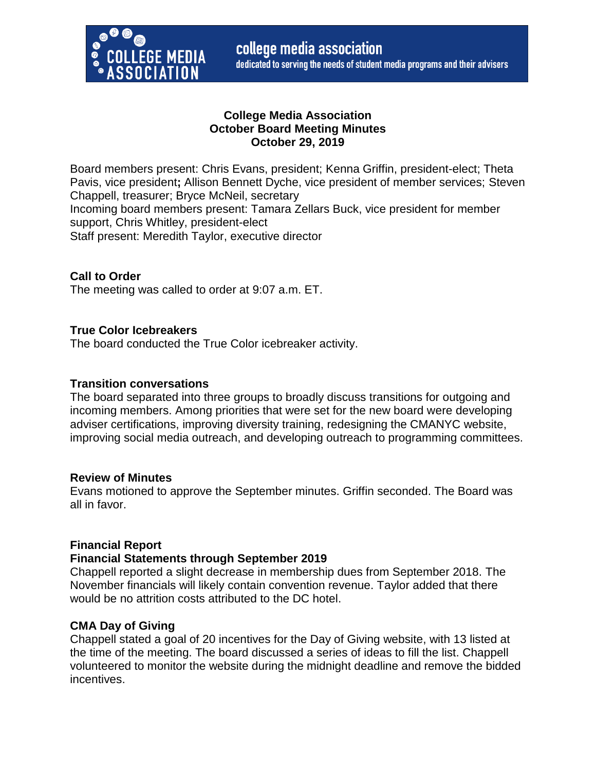college media association
dedicated to serving the needs of student media programs and their advisers

# College Media Association
# October Board Meeting Minutes
# October 29, 2019

Board members present: Chris Evans, president; Kenna Griffin, president-elect; Theta Pavis, vice president**;** Allison Bennett Dyche, vice president of member services; Steven Chappell, treasurer; Bryce McNeil, secretary
Incoming board members present: Tamara Zellars Buck, vice president for member support, Chris Whitley, president-elect
Staff present: Meredith Taylor, executive director

**Call to Order**
The meeting was called to order at 9:07 a.m. ET.

**True Color Icebreakers**
The board conducted the True Color icebreaker activity.

**Transition conversations**
The board separated into three groups to broadly discuss transitions for outgoing and incoming members. Among priorities that were set for the new board were developing adviser certifications, improving diversity training, redesigning the CMANYC website, improving social media outreach, and developing outreach to programming committees.

**Review of Minutes**
Evans motioned to approve the September minutes. Griffin seconded. The Board was all in favor.

**Financial Report**
**Financial Statements through September 2019**
Chappell reported a slight decrease in membership dues from September 2018. The November financials will likely contain convention revenue. Taylor added that there would be no attrition costs attributed to the DC hotel.

**CMA Day of Giving**
Chappell stated a goal of 20 incentives for the Day of Giving website, with 13 listed at the time of the meeting. The board discussed a series of ideas to fill the list. Chappell volunteered to monitor the website during the midnight deadline and remove the bidded incentives.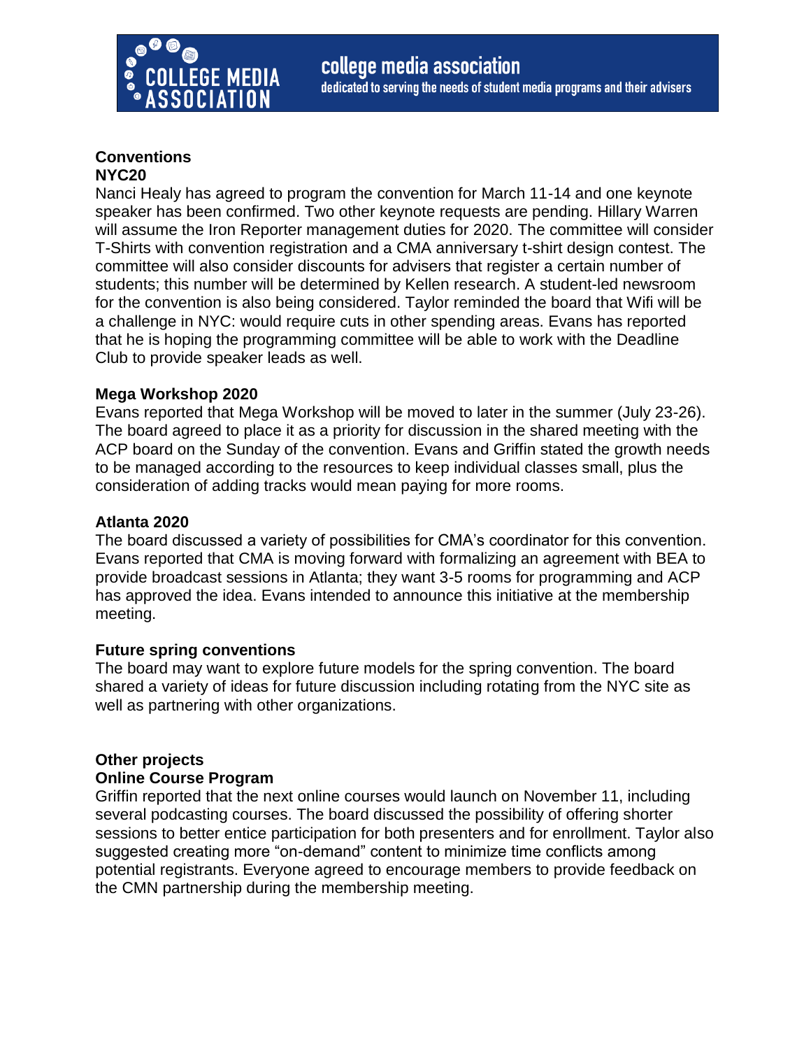## Conventions

### NYC20

Nanci Healy has agreed to program the convention for March 11-14 and one keynote speaker has been confirmed. Two other keynote requests are pending. Hillary Warren will assume the Iron Reporter management duties for 2020. The committee will consider T-Shirts with convention registration and a CMA anniversary t-shirt design contest. The committee will also consider discounts for advisers that register a certain number of students; this number will be determined by Kellen research. A student-led newsroom for the convention is also being considered. Taylor reminded the board that Wifi will be a challenge in NYC: would require cuts in other spending areas. Evans has reported that he is hoping the programming committee will be able to work with the Deadline Club to provide speaker leads as well.

### Mega Workshop 2020

Evans reported that Mega Workshop will be moved to later in the summer (July 23-26). The board agreed to place it as a priority for discussion in the shared meeting with the ACP board on the Sunday of the convention. Evans and Griffin stated the growth needs to be managed according to the resources to keep individual classes small, plus the consideration of adding tracks would mean paying for more rooms.

### Atlanta 2020

The board discussed a variety of possibilities for CMA's coordinator for this convention. Evans reported that CMA is moving forward with formalizing an agreement with BEA to provide broadcast sessions in Atlanta; they want 3-5 rooms for programming and ACP has approved the idea. Evans intended to announce this initiative at the membership meeting.

### Future spring conventions

The board may want to explore future models for the spring convention. The board shared a variety of ideas for future discussion including rotating from the NYC site as well as partnering with other organizations.

## Other projects

### Online Course Program

Griffin reported that the next online courses would launch on November 11, including several podcasting courses. The board discussed the possibility of offering shorter sessions to better entice participation for both presenters and for enrollment. Taylor also suggested creating more "on-demand" content to minimize time conflicts among potential registrants. Everyone agreed to encourage members to provide feedback on the CMN partnership during the membership meeting.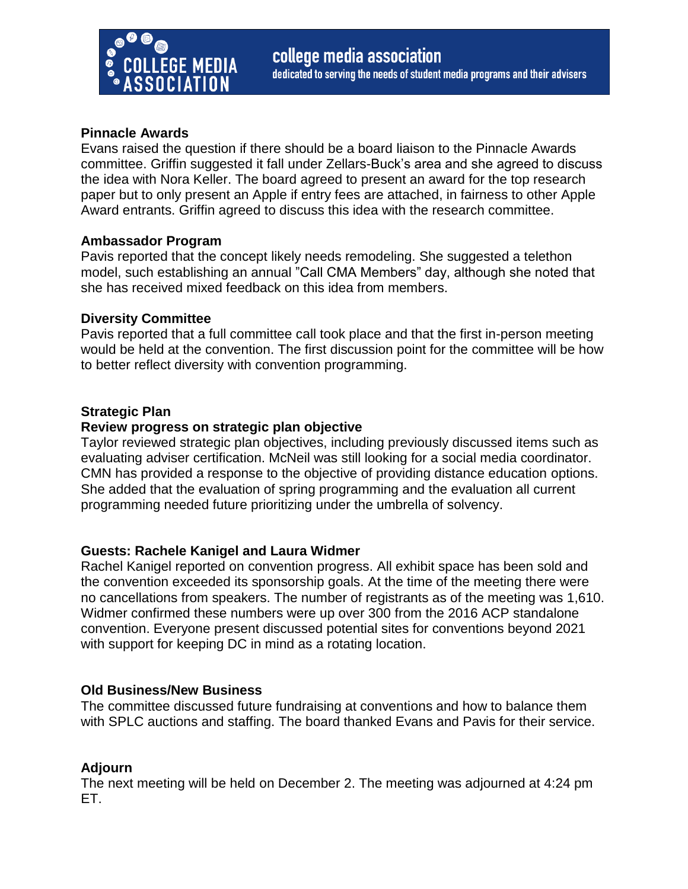**Pinnacle Awards**
Evans raised the question if there should be a board liaison to the Pinnacle Awards committee. Griffin suggested it fall under Zellars-Buck's area and she agreed to discuss the idea with Nora Keller. The board agreed to present an award for the top research paper but to only present an Apple if entry fees are attached, in fairness to other Apple Award entrants. Griffin agreed to discuss this idea with the research committee.

**Ambassador Program**
Pavis reported that the concept likely needs remodeling. She suggested a telethon model, such establishing an annual "Call CMA Members" day, although she noted that she has received mixed feedback on this idea from members.

**Diversity Committee**
Pavis reported that a full committee call took place and that the first in-person meeting would be held at the convention. The first discussion point for the committee will be how to better reflect diversity with convention programming.

**Strategic Plan**
**Review progress on strategic plan objective**
Taylor reviewed strategic plan objectives, including previously discussed items such as evaluating adviser certification. McNeil was still looking for a social media coordinator. CMN has provided a response to the objective of providing distance education options. She added that the evaluation of spring programming and the evaluation all current programming needed future prioritizing under the umbrella of solvency.

**Guests: Rachele Kanigel and Laura Widmer**
Rachel Kanigel reported on convention progress. All exhibit space has been sold and the convention exceeded its sponsorship goals. At the time of the meeting there were no cancellations from speakers. The number of registrants as of the meeting was 1,610. Widmer confirmed these numbers were up over 300 from the 2016 ACP standalone convention. Everyone present discussed potential sites for conventions beyond 2021 with support for keeping DC in mind as a rotating location.

**Old Business/New Business**
The committee discussed future fundraising at conventions and how to balance them with SPLC auctions and staffing. The board thanked Evans and Pavis for their service.

**Adjourn**
The next meeting will be held on December 2. The meeting was adjourned at 4:24 pm ET.